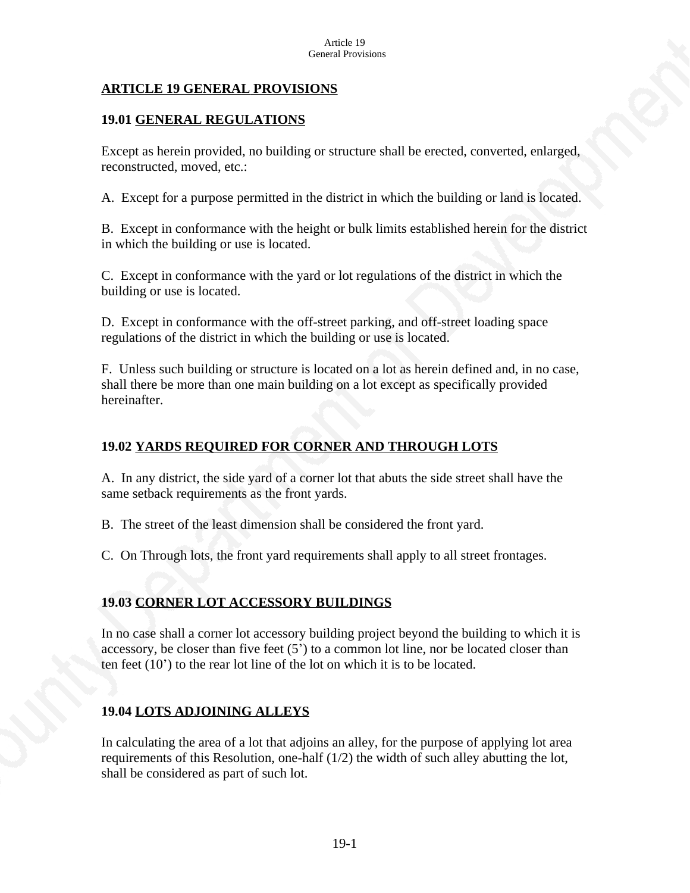# ARTICLE 19 GENERAL PROVISIONS

## 19.01 GENERAL REGULATIONS

Except as herein provided, no building or structure shall be erected, converted, enlarged, reconstructed, moved, etc.:

A. Except for a purpose permitted in the district in which the building or land is located.

B. Except in conformance with the height or bulk limits established herein for the district in which the building or use is located.

C. Except in conformance with the yard or lot regulations of the district in which the building or use is located.

D. Except in conformance with the off-street parking, and off-street loading space regulations of the district in which the building or use is located.

F. Unless such building or structure is located on a lot as herein defined and, in no case, shall there be more than one main building on a lot except as specifically provided hereinafter.

## 19.02 YARDS REQUIRED FOR CORNER AND THROUGH LOTS

A. In any district, the side yard of a corner lot that abuts the side street shall have the same setback requirements as the front yards.

B. The street of the least dimension shall be considered the front yard.

C. On Through lots, the front yard requirements shall apply to all street frontages.

## 19.03 CORNER LOT ACCESSORY BUILDINGS

In no case shall a corner lot accessory building project beyond the building to which it is accessory, be closer than five feet (5') to a common lot line, nor be located closer than ten feet (10') to the rear lot line of the lot on which it is to be located.

## 19.04 LOTS ADJOINING ALLEYS

In calculating the area of a lot that adjoins an alley, for the purpose of applying lot area requirements of this Resolution, one-half (1/2) the width of such alley abutting the lot, shall be considered as part of such lot.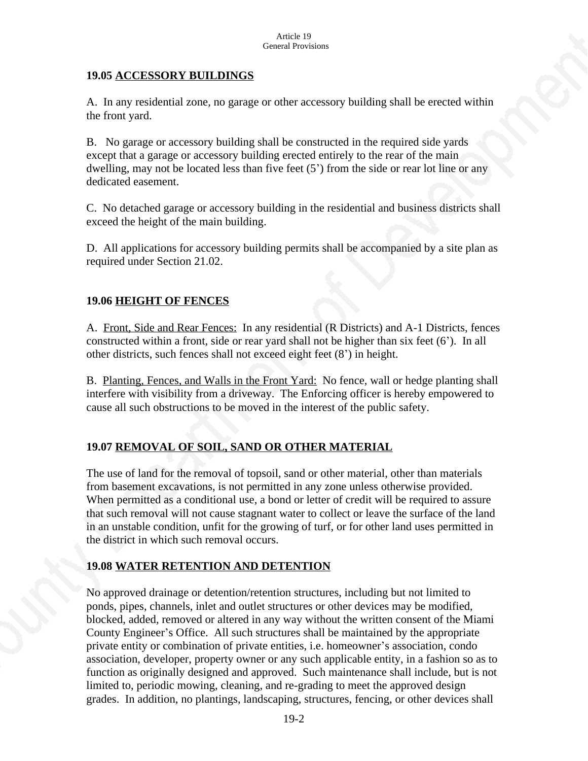## 19.05 ACCESSORY BUILDINGS

A. In any residential zone, no garage or other accessory building shall be erected within the front yard.

B. No garage or accessory building shall be constructed in the required side yards except that a garage or accessory building erected entirely to the rear of the main dwelling, may not be located less than five feet (5') from the side or rear lot line or any dedicated easement.

C. No detached garage or accessory building in the residential and business districts shall exceed the height of the main building.

D. All applications for accessory building permits shall be accompanied by a site plan as required under Section 21.02.

## 19.06 HEIGHT OF FENCES

A. Front, Side and Rear Fences: In any residential (R Districts) and A-1 Districts, fences constructed within a front, side or rear yard shall not be higher than six feet (6'). In all other districts, such fences shall not exceed eight feet (8') in height.

B. Planting, Fences, and Walls in the Front Yard: No fence, wall or hedge planting shall interfere with visibility from a driveway. The Enforcing officer is hereby empowered to cause all such obstructions to be moved in the interest of the public safety.

## 19.07 REMOVAL OF SOIL, SAND OR OTHER MATERIAL

The use of land for the removal of topsoil, sand or other material, other than materials from basement excavations, is not permitted in any zone unless otherwise provided. When permitted as a conditional use, a bond or letter of credit will be required to assure that such removal will not cause stagnant water to collect or leave the surface of the land in an unstable condition, unfit for the growing of turf, or for other land uses permitted in the district in which such removal occurs.

## 19.08 WATER RETENTION AND DETENTION

No approved drainage or detention/retention structures, including but not limited to ponds, pipes, channels, inlet and outlet structures or other devices may be modified, blocked, added, removed or altered in any way without the written consent of the Miami County Engineer's Office. All such structures shall be maintained by the appropriate private entity or combination of private entities, i.e. homeowner's association, condo association, developer, property owner or any such applicable entity, in a fashion so as to function as originally designed and approved. Such maintenance shall include, but is not limited to, periodic mowing, cleaning, and re-grading to meet the approved design grades. In addition, no plantings, landscaping, structures, fencing, or other devices shall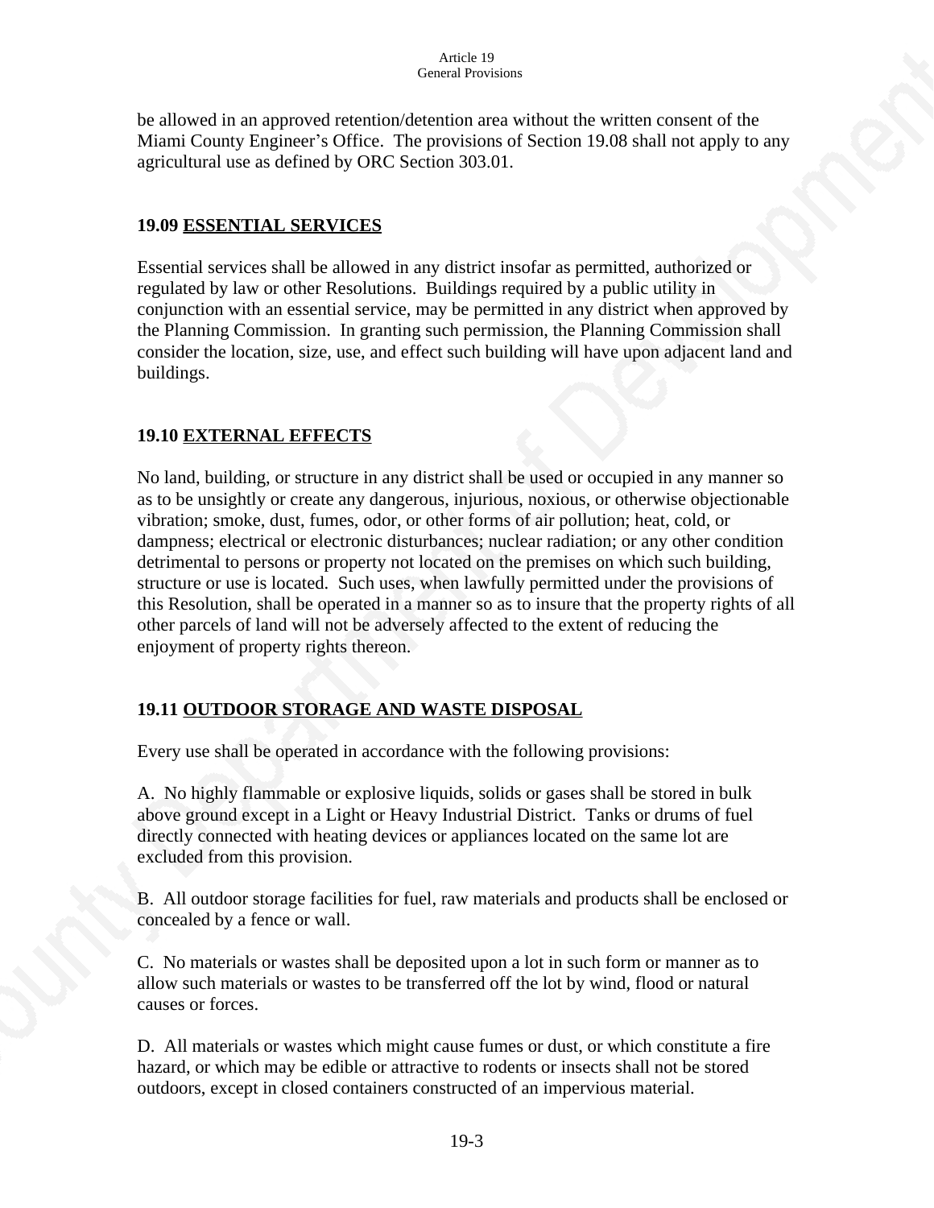be allowed in an approved retention/detention area without the written consent of the Miami County Engineer's Office. The provisions of Section 19.08 shall not apply to any agricultural use as defined by ORC Section 303.01.

## 19.09 ESSENTIAL SERVICES

Essential services shall be allowed in any district insofar as permitted, authorized or regulated by law or other Resolutions. Buildings required by a public utility in conjunction with an essential service, may be permitted in any district when approved by the Planning Commission. In granting such permission, the Planning Commission shall consider the location, size, use, and effect such building will have upon adjacent land and buildings.

## 19.10 EXTERNAL EFFECTS

No land, building, or structure in any district shall be used or occupied in any manner so as to be unsightly or create any dangerous, injurious, noxious, or otherwise objectionable vibration; smoke, dust, fumes, odor, or other forms of air pollution; heat, cold, or dampness; electrical or electronic disturbances; nuclear radiation; or any other condition detrimental to persons or property not located on the premises on which such building, structure or use is located. Such uses, when lawfully permitted under the provisions of this Resolution, shall be operated in a manner so as to insure that the property rights of all other parcels of land will not be adversely affected to the extent of reducing the enjoyment of property rights thereon.

## 19.11 OUTDOOR STORAGE AND WASTE DISPOSAL

Every use shall be operated in accordance with the following provisions:

A. No highly flammable or explosive liquids, solids or gases shall be stored in bulk above ground except in a Light or Heavy Industrial District. Tanks or drums of fuel directly connected with heating devices or appliances located on the same lot are excluded from this provision.

B. All outdoor storage facilities for fuel, raw materials and products shall be enclosed or concealed by a fence or wall.

C. No materials or wastes shall be deposited upon a lot in such form or manner as to allow such materials or wastes to be transferred off the lot by wind, flood or natural causes or forces.

D. All materials or wastes which might cause fumes or dust, or which constitute a fire hazard, or which may be edible or attractive to rodents or insects shall not be stored outdoors, except in closed containers constructed of an impervious material.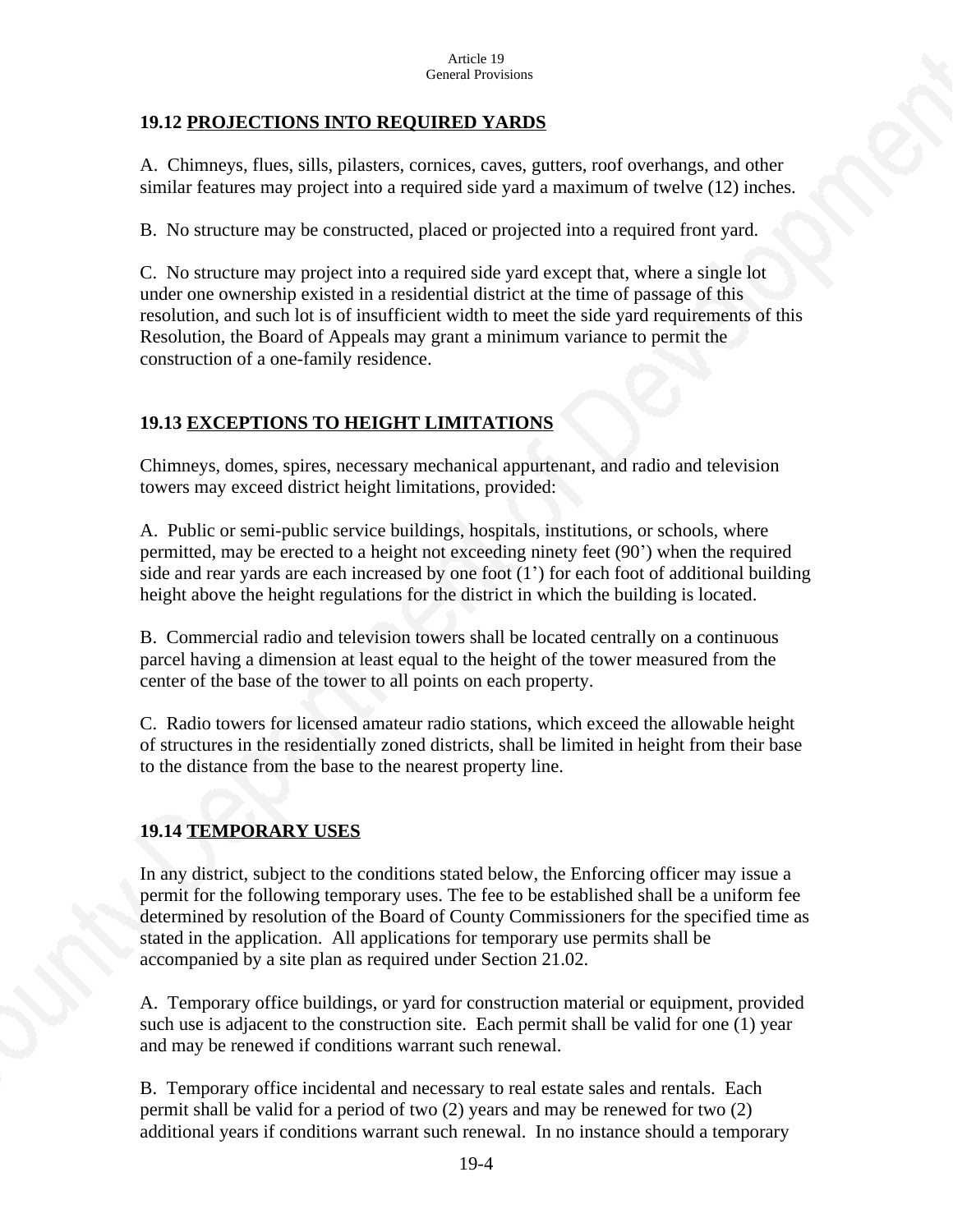## 19.12 PROJECTIONS INTO REQUIRED YARDS

A. Chimneys, flues, sills, pilasters, cornices, caves, gutters, roof overhangs, and other similar features may project into a required side yard a maximum of twelve (12) inches.

B. No structure may be constructed, placed or projected into a required front yard.

C. No structure may project into a required side yard except that, where a single lot under one ownership existed in a residential district at the time of passage of this resolution, and such lot is of insufficient width to meet the side yard requirements of this Resolution, the Board of Appeals may grant a minimum variance to permit the construction of a one-family residence.

## 19.13 EXCEPTIONS TO HEIGHT LIMITATIONS

Chimneys, domes, spires, necessary mechanical appurtenant, and radio and television towers may exceed district height limitations, provided:

A. Public or semi-public service buildings, hospitals, institutions, or schools, where permitted, may be erected to a height not exceeding ninety feet (90') when the required side and rear yards are each increased by one foot (1') for each foot of additional building height above the height regulations for the district in which the building is located.

B. Commercial radio and television towers shall be located centrally on a continuous parcel having a dimension at least equal to the height of the tower measured from the center of the base of the tower to all points on each property.

C. Radio towers for licensed amateur radio stations, which exceed the allowable height of structures in the residentially zoned districts, shall be limited in height from their base to the distance from the base to the nearest property line.

## 19.14 TEMPORARY USES

In any district, subject to the conditions stated below, the Enforcing officer may issue a permit for the following temporary uses. The fee to be established shall be a uniform fee determined by resolution of the Board of County Commissioners for the specified time as stated in the application. All applications for temporary use permits shall be accompanied by a site plan as required under Section 21.02.

A. Temporary office buildings, or yard for construction material or equipment, provided such use is adjacent to the construction site. Each permit shall be valid for one (1) year and may be renewed if conditions warrant such renewal.

B. Temporary office incidental and necessary to real estate sales and rentals. Each permit shall be valid for a period of two (2) years and may be renewed for two (2) additional years if conditions warrant such renewal. In no instance should a temporary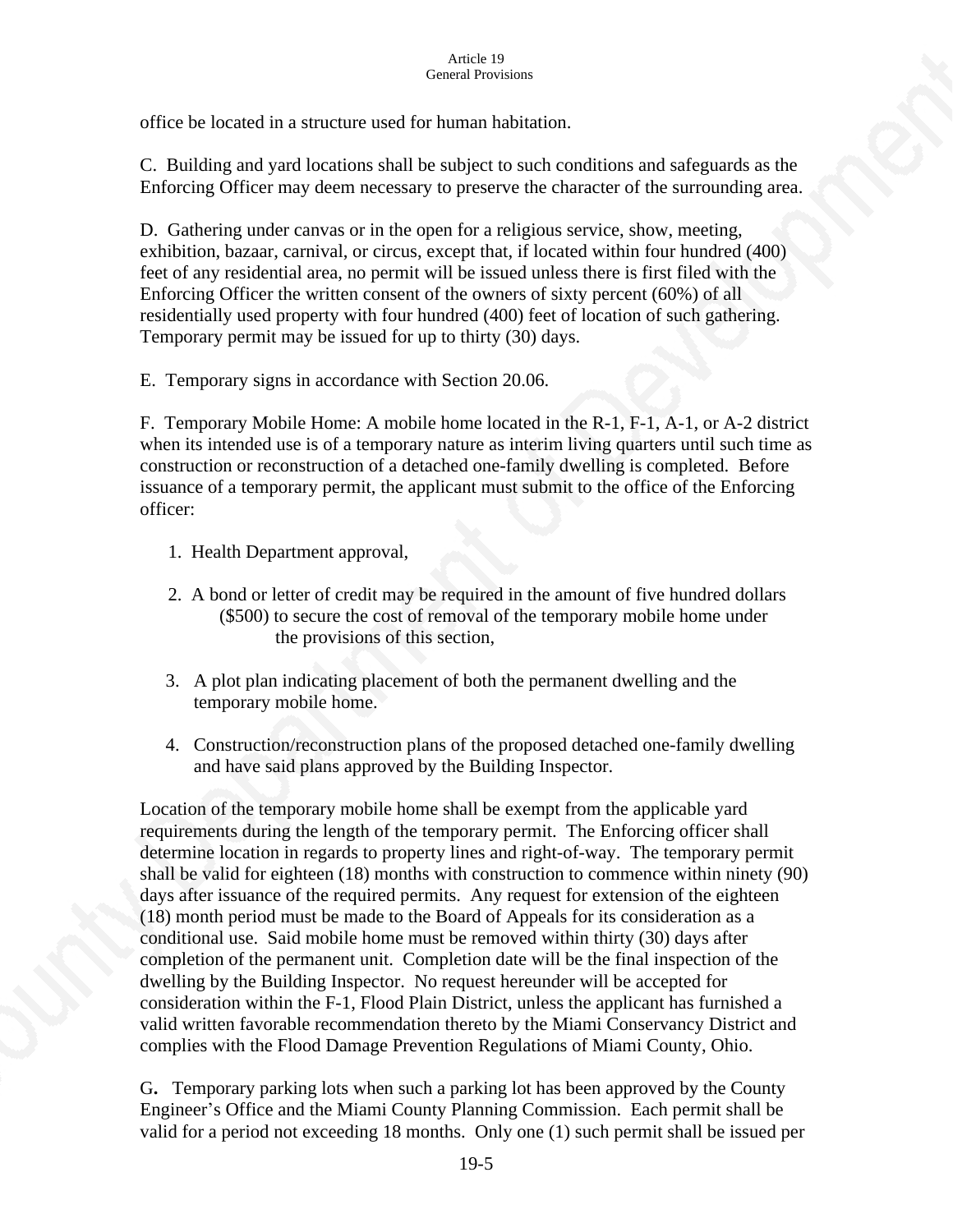office be located in a structure used for human habitation.

C. Building and yard locations shall be subject to such conditions and safeguards as the Enforcing Officer may deem necessary to preserve the character of the surrounding area.

D. Gathering under canvas or in the open for a religious service, show, meeting, exhibition, bazaar, carnival, or circus, except that, if located within four hundred (400) feet of any residential area, no permit will be issued unless there is first filed with the Enforcing Officer the written consent of the owners of sixty percent (60%) of all residentially used property with four hundred (400) feet of location of such gathering. Temporary permit may be issued for up to thirty (30) days.

E. Temporary signs in accordance with Section 20.06.

F. Temporary Mobile Home: A mobile home located in the R-1, F-1, A-1, or A-2 district when its intended use is of a temporary nature as interim living quarters until such time as construction or reconstruction of a detached one-family dwelling is completed. Before issuance of a temporary permit, the applicant must submit to the office of the Enforcing officer:

1. Health Department approval,
2. A bond or letter of credit may be required in the amount of five hundred dollars ($500) to secure the cost of removal of the temporary mobile home under the provisions of this section,
3. A plot plan indicating placement of both the permanent dwelling and the temporary mobile home.
4. Construction/reconstruction plans of the proposed detached one-family dwelling and have said plans approved by the Building Inspector.

Location of the temporary mobile home shall be exempt from the applicable yard requirements during the length of the temporary permit. The Enforcing officer shall determine location in regards to property lines and right-of-way. The temporary permit shall be valid for eighteen (18) months with construction to commence within ninety (90) days after issuance of the required permits. Any request for extension of the eighteen (18) month period must be made to the Board of Appeals for its consideration as a conditional use. Said mobile home must be removed within thirty (30) days after completion of the permanent unit. Completion date will be the final inspection of the dwelling by the Building Inspector. No request hereunder will be accepted for consideration within the F-1, Flood Plain District, unless the applicant has furnished a valid written favorable recommendation thereto by the Miami Conservancy District and complies with the Flood Damage Prevention Regulations of Miami County, Ohio.

G. Temporary parking lots when such a parking lot has been approved by the County Engineer's Office and the Miami County Planning Commission. Each permit shall be valid for a period not exceeding 18 months. Only one (1) such permit shall be issued per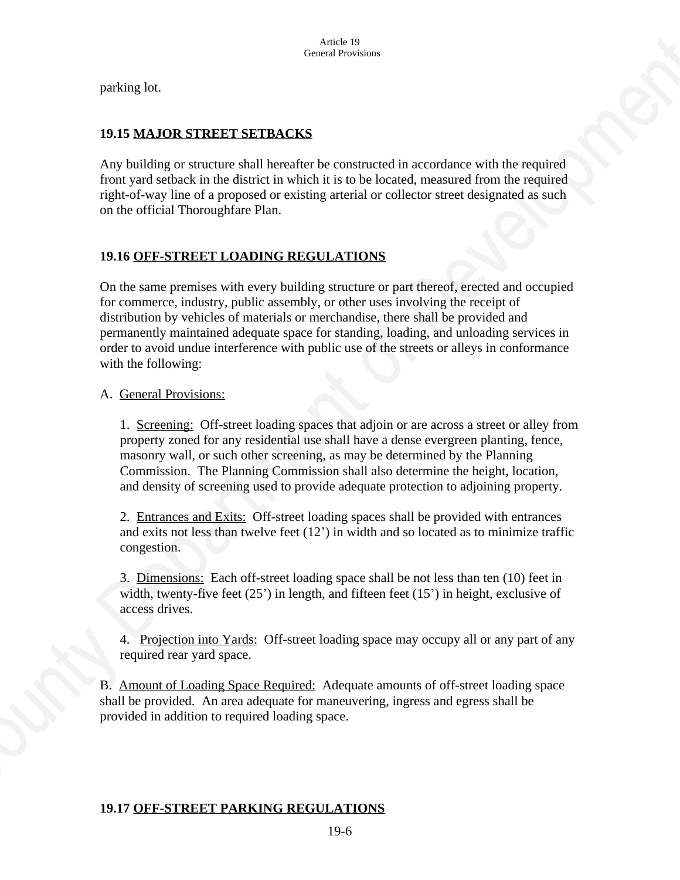parking lot.

## 19.15 MAJOR STREET SETBACKS

Any building or structure shall hereafter be constructed in accordance with the required front yard setback in the district in which it is to be located, measured from the required right-of-way line of a proposed or existing arterial or collector street designated as such on the official Thoroughfare Plan.

## 19.16 OFF-STREET LOADING REGULATIONS

On the same premises with every building structure or part thereof, erected and occupied for commerce, industry, public assembly, or other uses involving the receipt of distribution by vehicles of materials or merchandise, there shall be provided and permanently maintained adequate space for standing, loading, and unloading services in order to avoid undue interference with public use of the streets or alleys in conformance with the following:

A. General Provisions:

1. Screening: Off-street loading spaces that adjoin or are across a street or alley from property zoned for any residential use shall have a dense evergreen planting, fence, masonry wall, or such other screening, as may be determined by the Planning Commission. The Planning Commission shall also determine the height, location, and density of screening used to provide adequate protection to adjoining property.

2. Entrances and Exits: Off-street loading spaces shall be provided with entrances and exits not less than twelve feet (12') in width and so located as to minimize traffic congestion.

3. Dimensions: Each off-street loading space shall be not less than ten (10) feet in width, twenty-five feet (25') in length, and fifteen feet (15') in height, exclusive of access drives.

4. Projection into Yards: Off-street loading space may occupy all or any part of any required rear yard space.

B. Amount of Loading Space Required: Adequate amounts of off-street loading space shall be provided. An area adequate for maneuvering, ingress and egress shall be provided in addition to required loading space.

## 19.17 OFF-STREET PARKING REGULATIONS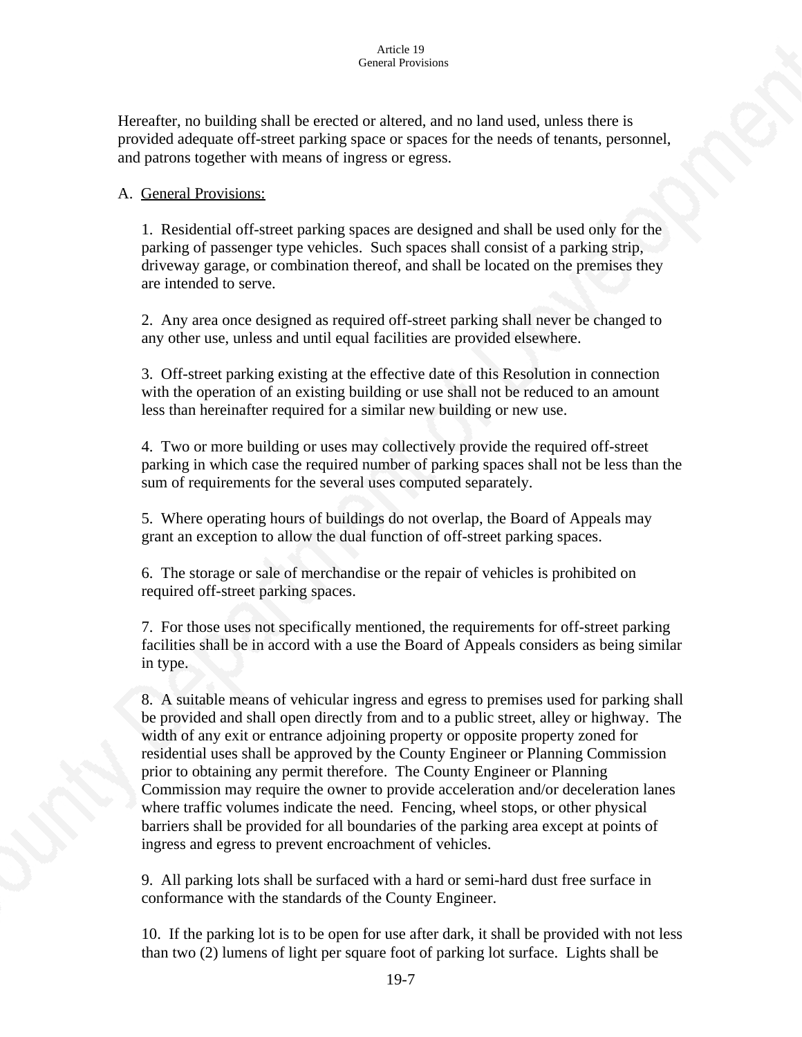Hereafter, no building shall be erected or altered, and no land used, unless there is provided adequate off-street parking space or spaces for the needs of tenants, personnel, and patrons together with means of ingress or egress.

A. <u>General Provisions:</u>

1. Residential off-street parking spaces are designed and shall be used only for the parking of passenger type vehicles. Such spaces shall consist of a parking strip, driveway garage, or combination thereof, and shall be located on the premises they are intended to serve.

2. Any area once designed as required off-street parking shall never be changed to any other use, unless and until equal facilities are provided elsewhere.

3. Off-street parking existing at the effective date of this Resolution in connection with the operation of an existing building or use shall not be reduced to an amount less than hereinafter required for a similar new building or new use.

4. Two or more building or uses may collectively provide the required off-street parking in which case the required number of parking spaces shall not be less than the sum of requirements for the several uses computed separately.

5. Where operating hours of buildings do not overlap, the Board of Appeals may grant an exception to allow the dual function of off-street parking spaces.

6. The storage or sale of merchandise or the repair of vehicles is prohibited on required off-street parking spaces.

7. For those uses not specifically mentioned, the requirements for off-street parking facilities shall be in accord with a use the Board of Appeals considers as being similar in type.

8. A suitable means of vehicular ingress and egress to premises used for parking shall be provided and shall open directly from and to a public street, alley or highway. The width of any exit or entrance adjoining property or opposite property zoned for residential uses shall be approved by the County Engineer or Planning Commission prior to obtaining any permit therefore. The County Engineer or Planning Commission may require the owner to provide acceleration and/or deceleration lanes where traffic volumes indicate the need. Fencing, wheel stops, or other physical barriers shall be provided for all boundaries of the parking area except at points of ingress and egress to prevent encroachment of vehicles.

9. All parking lots shall be surfaced with a hard or semi-hard dust free surface in conformance with the standards of the County Engineer.

10. If the parking lot is to be open for use after dark, it shall be provided with not less than two (2) lumens of light per square foot of parking lot surface. Lights shall be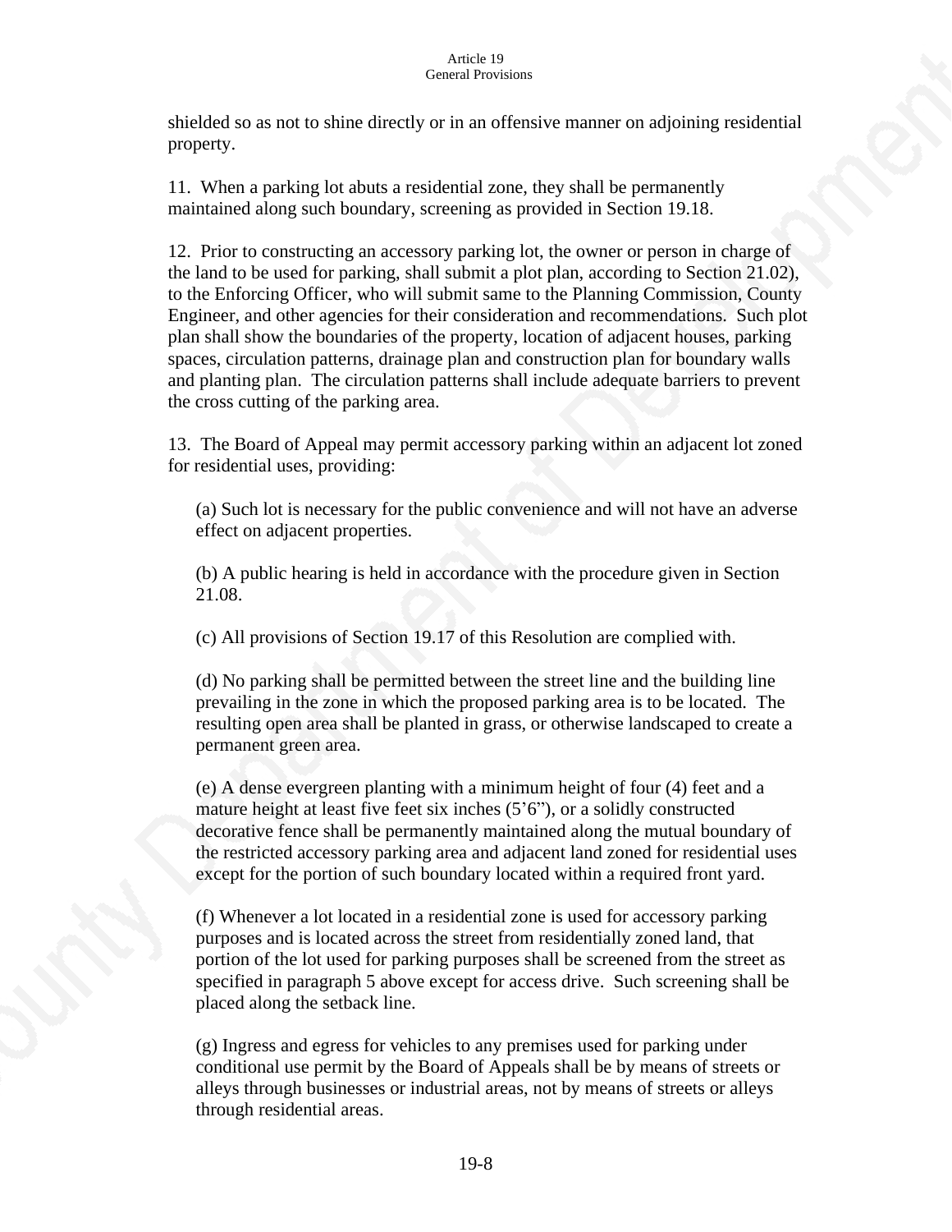shielded so as not to shine directly or in an offensive manner on adjoining residential property.

11. When a parking lot abuts a residential zone, they shall be permanently maintained along such boundary, screening as provided in Section 19.18.

12. Prior to constructing an accessory parking lot, the owner or person in charge of the land to be used for parking, shall submit a plot plan, according to Section 21.02), to the Enforcing Officer, who will submit same to the Planning Commission, County Engineer, and other agencies for their consideration and recommendations. Such plot plan shall show the boundaries of the property, location of adjacent houses, parking spaces, circulation patterns, drainage plan and construction plan for boundary walls and planting plan. The circulation patterns shall include adequate barriers to prevent the cross cutting of the parking area.

13. The Board of Appeal may permit accessory parking within an adjacent lot zoned for residential uses, providing:

(a) Such lot is necessary for the public convenience and will not have an adverse effect on adjacent properties.

(b) A public hearing is held in accordance with the procedure given in Section 21.08.

(c) All provisions of Section 19.17 of this Resolution are complied with.

(d) No parking shall be permitted between the street line and the building line prevailing in the zone in which the proposed parking area is to be located. The resulting open area shall be planted in grass, or otherwise landscaped to create a permanent green area.

(e) A dense evergreen planting with a minimum height of four (4) feet and a mature height at least five feet six inches (5'6"), or a solidly constructed decorative fence shall be permanently maintained along the mutual boundary of the restricted accessory parking area and adjacent land zoned for residential uses except for the portion of such boundary located within a required front yard.

(f) Whenever a lot located in a residential zone is used for accessory parking purposes and is located across the street from residentially zoned land, that portion of the lot used for parking purposes shall be screened from the street as specified in paragraph 5 above except for access drive. Such screening shall be placed along the setback line.

(g) Ingress and egress for vehicles to any premises used for parking under conditional use permit by the Board of Appeals shall be by means of streets or alleys through businesses or industrial areas, not by means of streets or alleys through residential areas.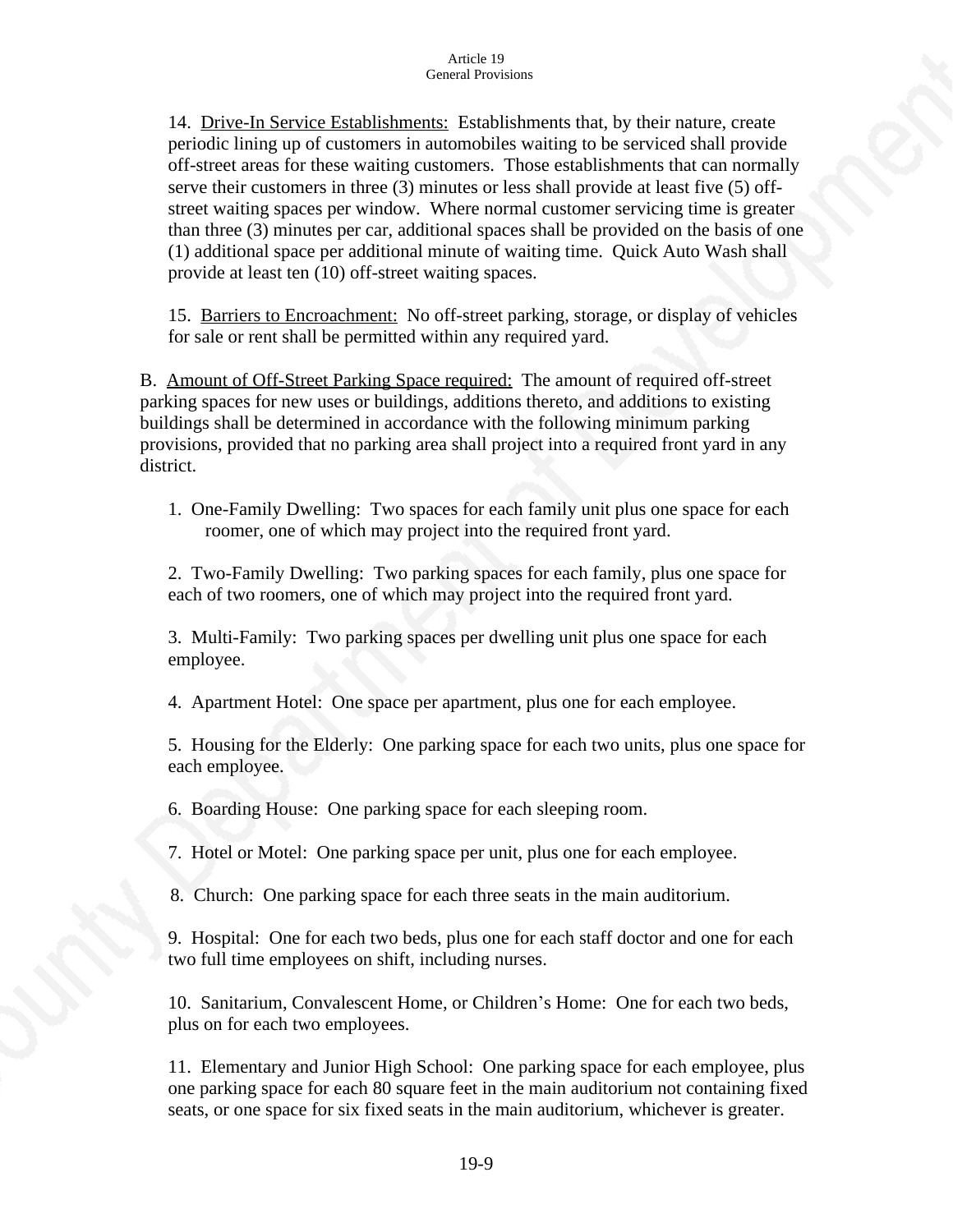14. Drive-In Service Establishments: Establishments that, by their nature, create periodic lining up of customers in automobiles waiting to be serviced shall provide off-street areas for these waiting customers. Those establishments that can normally serve their customers in three (3) minutes or less shall provide at least five (5) off-street waiting spaces per window. Where normal customer servicing time is greater than three (3) minutes per car, additional spaces shall be provided on the basis of one (1) additional space per additional minute of waiting time. Quick Auto Wash shall provide at least ten (10) off-street waiting spaces.

15. Barriers to Encroachment: No off-street parking, storage, or display of vehicles for sale or rent shall be permitted within any required yard.

B. Amount of Off-Street Parking Space required: The amount of required off-street parking spaces for new uses or buildings, additions thereto, and additions to existing buildings shall be determined in accordance with the following minimum parking provisions, provided that no parking area shall project into a required front yard in any district.

1. One-Family Dwelling: Two spaces for each family unit plus one space for each roomer, one of which may project into the required front yard.

2. Two-Family Dwelling: Two parking spaces for each family, plus one space for each of two roomers, one of which may project into the required front yard.

3. Multi-Family: Two parking spaces per dwelling unit plus one space for each employee.

4. Apartment Hotel: One space per apartment, plus one for each employee.

5. Housing for the Elderly: One parking space for each two units, plus one space for each employee.

6. Boarding House: One parking space for each sleeping room.

7. Hotel or Motel: One parking space per unit, plus one for each employee.

8. Church: One parking space for each three seats in the main auditorium.

9. Hospital: One for each two beds, plus one for each staff doctor and one for each two full time employees on shift, including nurses.

10. Sanitarium, Convalescent Home, or Children's Home: One for each two beds, plus on for each two employees.

11. Elementary and Junior High School: One parking space for each employee, plus one parking space for each 80 square feet in the main auditorium not containing fixed seats, or one space for six fixed seats in the main auditorium, whichever is greater.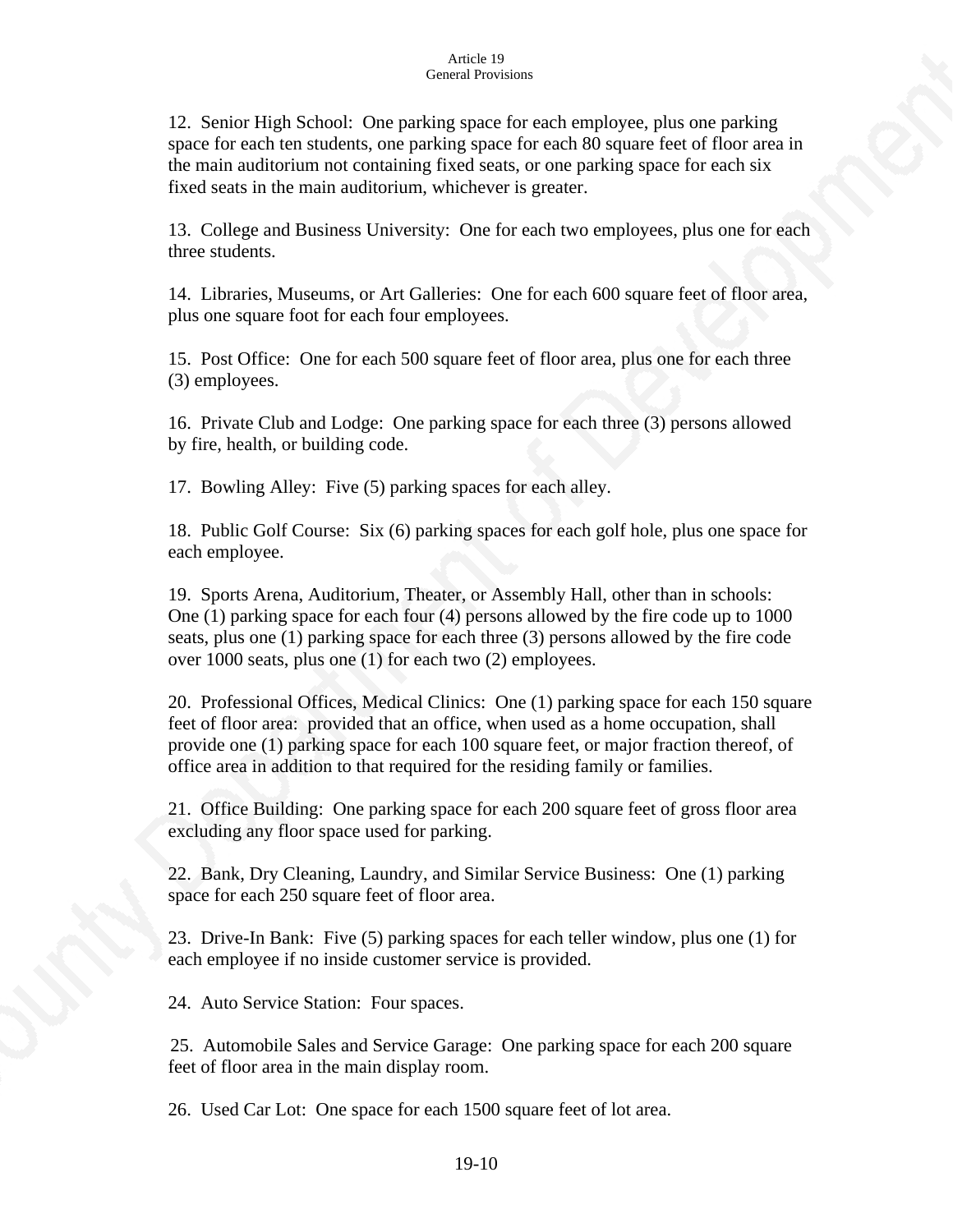12. Senior High School: One parking space for each employee, plus one parking space for each ten students, one parking space for each 80 square feet of floor area in the main auditorium not containing fixed seats, or one parking space for each six fixed seats in the main auditorium, whichever is greater.

13. College and Business University: One for each two employees, plus one for each three students.

14. Libraries, Museums, or Art Galleries: One for each 600 square feet of floor area, plus one square foot for each four employees.

15. Post Office: One for each 500 square feet of floor area, plus one for each three (3) employees.

16. Private Club and Lodge: One parking space for each three (3) persons allowed by fire, health, or building code.

17. Bowling Alley: Five (5) parking spaces for each alley.

18. Public Golf Course: Six (6) parking spaces for each golf hole, plus one space for each employee.

19. Sports Arena, Auditorium, Theater, or Assembly Hall, other than in schools: One (1) parking space for each four (4) persons allowed by the fire code up to 1000 seats, plus one (1) parking space for each three (3) persons allowed by the fire code over 1000 seats, plus one (1) for each two (2) employees.

20. Professional Offices, Medical Clinics: One (1) parking space for each 150 square feet of floor area: provided that an office, when used as a home occupation, shall provide one (1) parking space for each 100 square feet, or major fraction thereof, of office area in addition to that required for the residing family or families.

21. Office Building: One parking space for each 200 square feet of gross floor area excluding any floor space used for parking.

22. Bank, Dry Cleaning, Laundry, and Similar Service Business: One (1) parking space for each 250 square feet of floor area.

23. Drive-In Bank: Five (5) parking spaces for each teller window, plus one (1) for each employee if no inside customer service is provided.

24. Auto Service Station: Four spaces.

25. Automobile Sales and Service Garage: One parking space for each 200 square feet of floor area in the main display room.

26. Used Car Lot: One space for each 1500 square feet of lot area.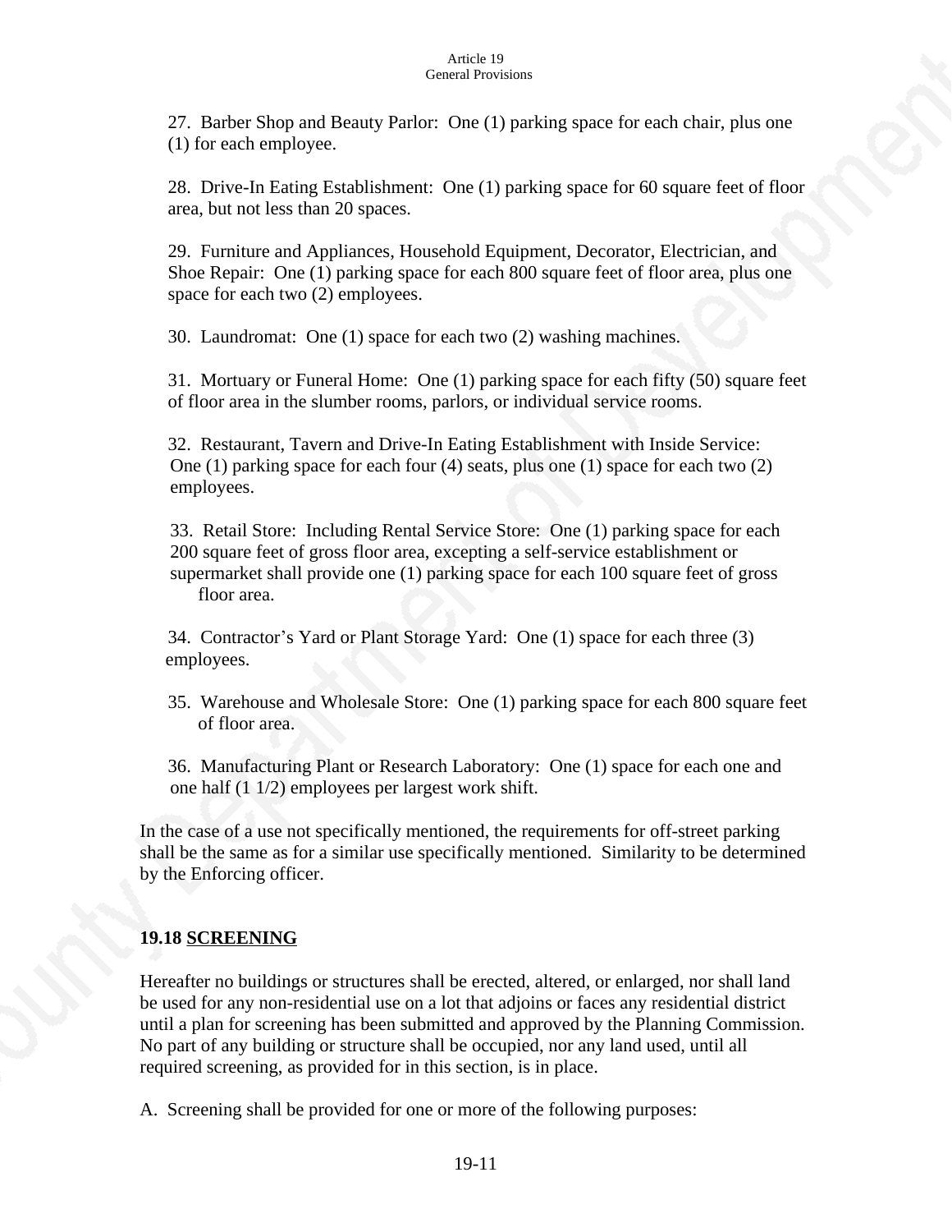27. Barber Shop and Beauty Parlor: One (1) parking space for each chair, plus one (1) for each employee.

28. Drive-In Eating Establishment: One (1) parking space for 60 square feet of floor area, but not less than 20 spaces.

29. Furniture and Appliances, Household Equipment, Decorator, Electrician, and Shoe Repair: One (1) parking space for each 800 square feet of floor area, plus one space for each two (2) employees.

30. Laundromat: One (1) space for each two (2) washing machines.

31. Mortuary or Funeral Home: One (1) parking space for each fifty (50) square feet of floor area in the slumber rooms, parlors, or individual service rooms.

32. Restaurant, Tavern and Drive-In Eating Establishment with Inside Service: One (1) parking space for each four (4) seats, plus one (1) space for each two (2) employees.

33. Retail Store: Including Rental Service Store: One (1) parking space for each 200 square feet of gross floor area, excepting a self-service establishment or supermarket shall provide one (1) parking space for each 100 square feet of gross floor area.

34. Contractor's Yard or Plant Storage Yard: One (1) space for each three (3) employees.

35. Warehouse and Wholesale Store: One (1) parking space for each 800 square feet of floor area.

36. Manufacturing Plant or Research Laboratory: One (1) space for each one and one half (1 1/2) employees per largest work shift.

In the case of a use not specifically mentioned, the requirements for off-street parking shall be the same as for a similar use specifically mentioned. Similarity to be determined by the Enforcing officer.

## 19.18 SCREENING

Hereafter no buildings or structures shall be erected, altered, or enlarged, nor shall land be used for any non-residential use on a lot that adjoins or faces any residential district until a plan for screening has been submitted and approved by the Planning Commission. No part of any building or structure shall be occupied, nor any land used, until all required screening, as provided for in this section, is in place.

A. Screening shall be provided for one or more of the following purposes: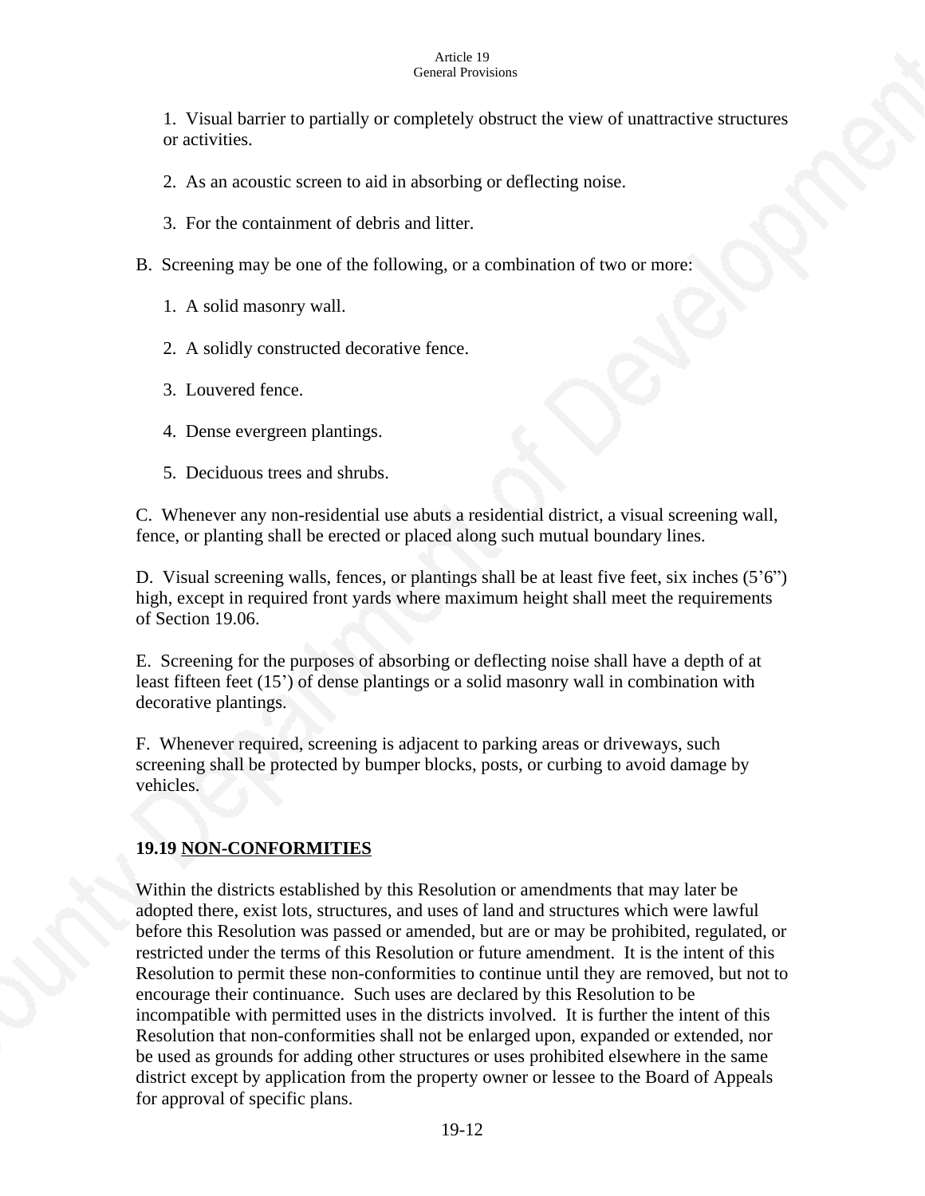1. Visual barrier to partially or completely obstruct the view of unattractive structures or activities.

2. As an acoustic screen to aid in absorbing or deflecting noise.

3. For the containment of debris and litter.

B. Screening may be one of the following, or a combination of two or more:

1. A solid masonry wall.

2. A solidly constructed decorative fence.

3. Louvered fence.

4. Dense evergreen plantings.

5. Deciduous trees and shrubs.

C. Whenever any non-residential use abuts a residential district, a visual screening wall, fence, or planting shall be erected or placed along such mutual boundary lines.

D. Visual screening walls, fences, or plantings shall be at least five feet, six inches (5'6") high, except in required front yards where maximum height shall meet the requirements of Section 19.06.

E. Screening for the purposes of absorbing or deflecting noise shall have a depth of at least fifteen feet (15') of dense plantings or a solid masonry wall in combination with decorative plantings.

F. Whenever required, screening is adjacent to parking areas or driveways, such screening shall be protected by bumper blocks, posts, or curbing to avoid damage by vehicles.

### 19.19 NON-CONFORMITIES

Within the districts established by this Resolution or amendments that may later be adopted there, exist lots, structures, and uses of land and structures which were lawful before this Resolution was passed or amended, but are or may be prohibited, regulated, or restricted under the terms of this Resolution or future amendment. It is the intent of this Resolution to permit these non-conformities to continue until they are removed, but not to encourage their continuance. Such uses are declared by this Resolution to be incompatible with permitted uses in the districts involved. It is further the intent of this Resolution that non-conformities shall not be enlarged upon, expanded or extended, nor be used as grounds for adding other structures or uses prohibited elsewhere in the same district except by application from the property owner or lessee to the Board of Appeals for approval of specific plans.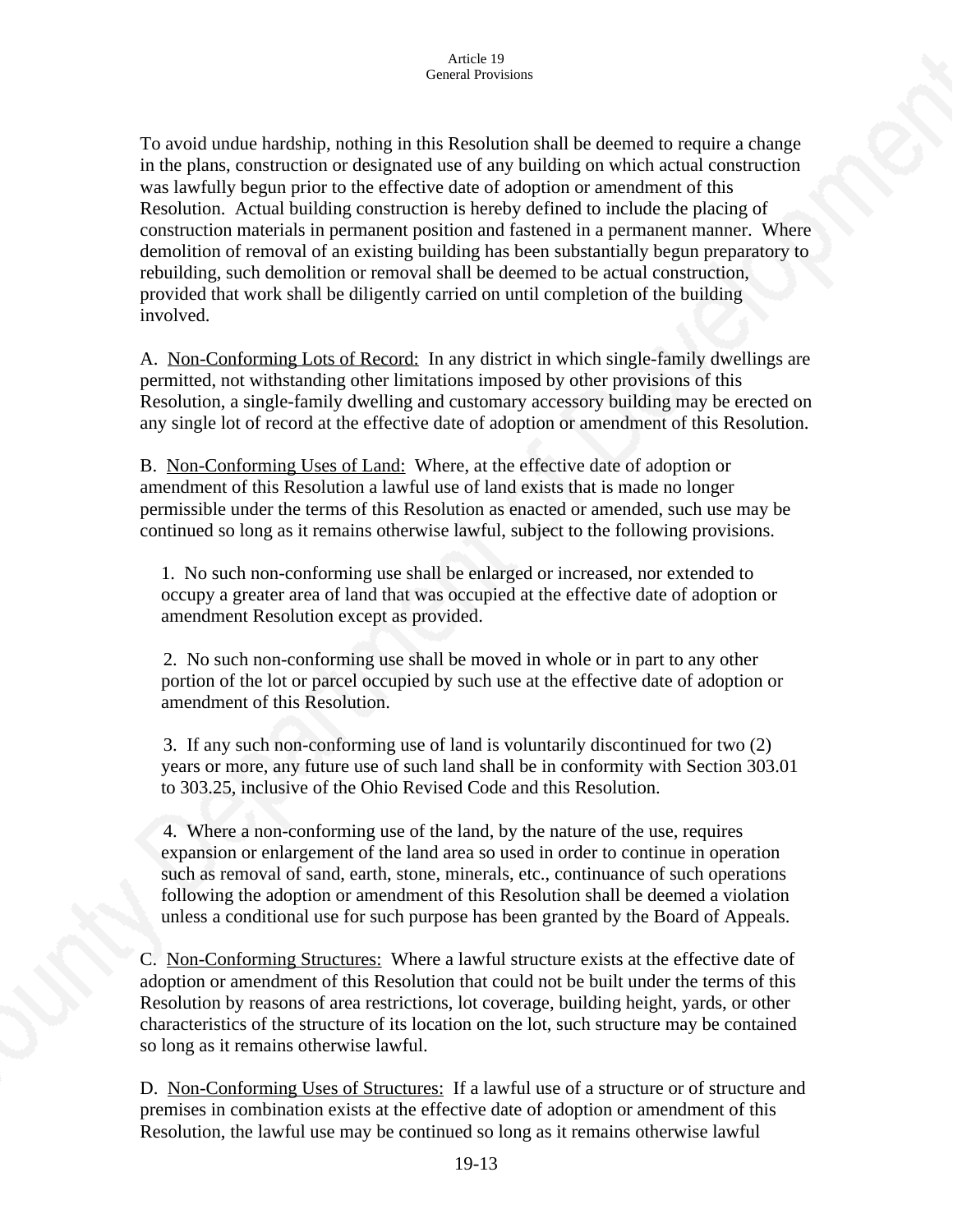To avoid undue hardship, nothing in this Resolution shall be deemed to require a change in the plans, construction or designated use of any building on which actual construction was lawfully begun prior to the effective date of adoption or amendment of this Resolution. Actual building construction is hereby defined to include the placing of construction materials in permanent position and fastened in a permanent manner. Where demolition of removal of an existing building has been substantially begun preparatory to rebuilding, such demolition or removal shall be deemed to be actual construction, provided that work shall be diligently carried on until completion of the building involved.

A. Non-Conforming Lots of Record: In any district in which single-family dwellings are permitted, not withstanding other limitations imposed by other provisions of this Resolution, a single-family dwelling and customary accessory building may be erected on any single lot of record at the effective date of adoption or amendment of this Resolution.

B. Non-Conforming Uses of Land: Where, at the effective date of adoption or amendment of this Resolution a lawful use of land exists that is made no longer permissible under the terms of this Resolution as enacted or amended, such use may be continued so long as it remains otherwise lawful, subject to the following provisions.

1. No such non-conforming use shall be enlarged or increased, nor extended to occupy a greater area of land that was occupied at the effective date of adoption or amendment Resolution except as provided.

2. No such non-conforming use shall be moved in whole or in part to any other portion of the lot or parcel occupied by such use at the effective date of adoption or amendment of this Resolution.

3. If any such non-conforming use of land is voluntarily discontinued for two (2) years or more, any future use of such land shall be in conformity with Section 303.01 to 303.25, inclusive of the Ohio Revised Code and this Resolution.

4. Where a non-conforming use of the land, by the nature of the use, requires expansion or enlargement of the land area so used in order to continue in operation such as removal of sand, earth, stone, minerals, etc., continuance of such operations following the adoption or amendment of this Resolution shall be deemed a violation unless a conditional use for such purpose has been granted by the Board of Appeals.

C. Non-Conforming Structures: Where a lawful structure exists at the effective date of adoption or amendment of this Resolution that could not be built under the terms of this Resolution by reasons of area restrictions, lot coverage, building height, yards, or other characteristics of the structure of its location on the lot, such structure may be contained so long as it remains otherwise lawful.

D. Non-Conforming Uses of Structures: If a lawful use of a structure or of structure and premises in combination exists at the effective date of adoption or amendment of this Resolution, the lawful use may be continued so long as it remains otherwise lawful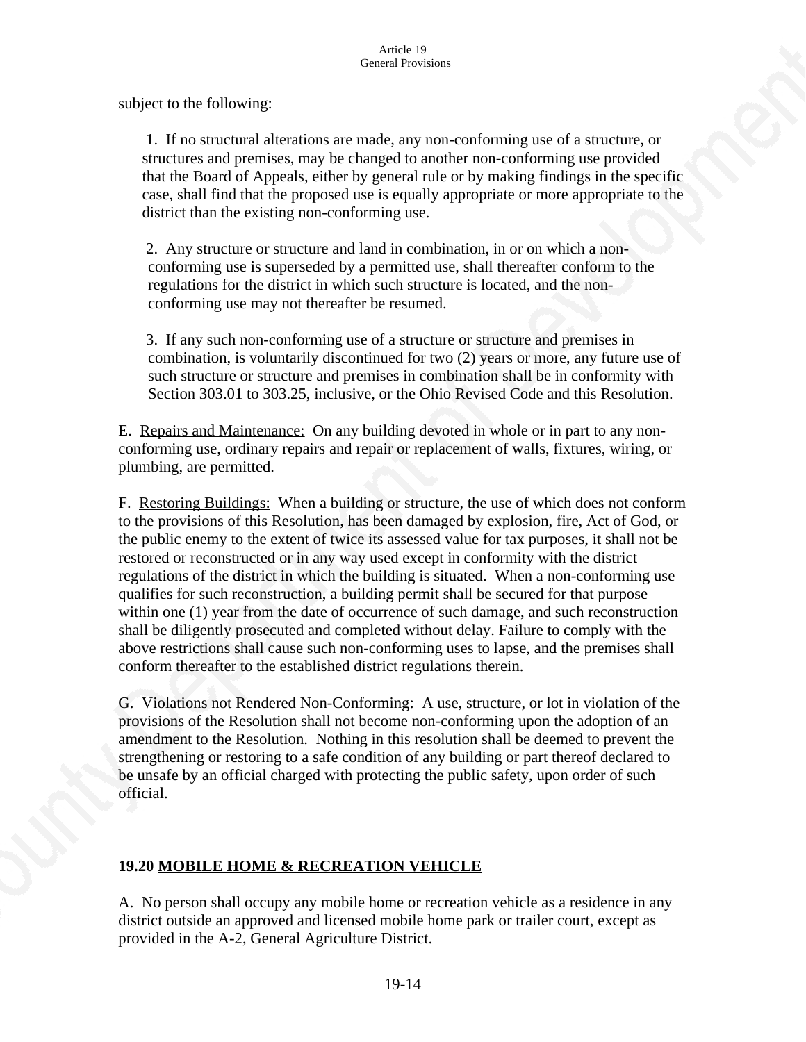subject to the following:

1. If no structural alterations are made, any non-conforming use of a structure, or structures and premises, may be changed to another non-conforming use provided that the Board of Appeals, either by general rule or by making findings in the specific case, shall find that the proposed use is equally appropriate or more appropriate to the district than the existing non-conforming use.

2. Any structure or structure and land in combination, in or on which a non-conforming use is superseded by a permitted use, shall thereafter conform to the regulations for the district in which such structure is located, and the non-conforming use may not thereafter be resumed.

3. If any such non-conforming use of a structure or structure and premises in combination, is voluntarily discontinued for two (2) years or more, any future use of such structure or structure and premises in combination shall be in conformity with Section 303.01 to 303.25, inclusive, or the Ohio Revised Code and this Resolution.

E. Repairs and Maintenance: On any building devoted in whole or in part to any non-conforming use, ordinary repairs and repair or replacement of walls, fixtures, wiring, or plumbing, are permitted.

F. Restoring Buildings: When a building or structure, the use of which does not conform to the provisions of this Resolution, has been damaged by explosion, fire, Act of God, or the public enemy to the extent of twice its assessed value for tax purposes, it shall not be restored or reconstructed or in any way used except in conformity with the district regulations of the district in which the building is situated. When a non-conforming use qualifies for such reconstruction, a building permit shall be secured for that purpose within one (1) year from the date of occurrence of such damage, and such reconstruction shall be diligently prosecuted and completed without delay. Failure to comply with the above restrictions shall cause such non-conforming uses to lapse, and the premises shall conform thereafter to the established district regulations therein.

G. Violations not Rendered Non-Conforming: A use, structure, or lot in violation of the provisions of the Resolution shall not become non-conforming upon the adoption of an amendment to the Resolution. Nothing in this resolution shall be deemed to prevent the strengthening or restoring to a safe condition of any building or part thereof declared to be unsafe by an official charged with protecting the public safety, upon order of such official.

## 19.20 MOBILE HOME & RECREATION VEHICLE

A. No person shall occupy any mobile home or recreation vehicle as a residence in any district outside an approved and licensed mobile home park or trailer court, except as provided in the A-2, General Agriculture District.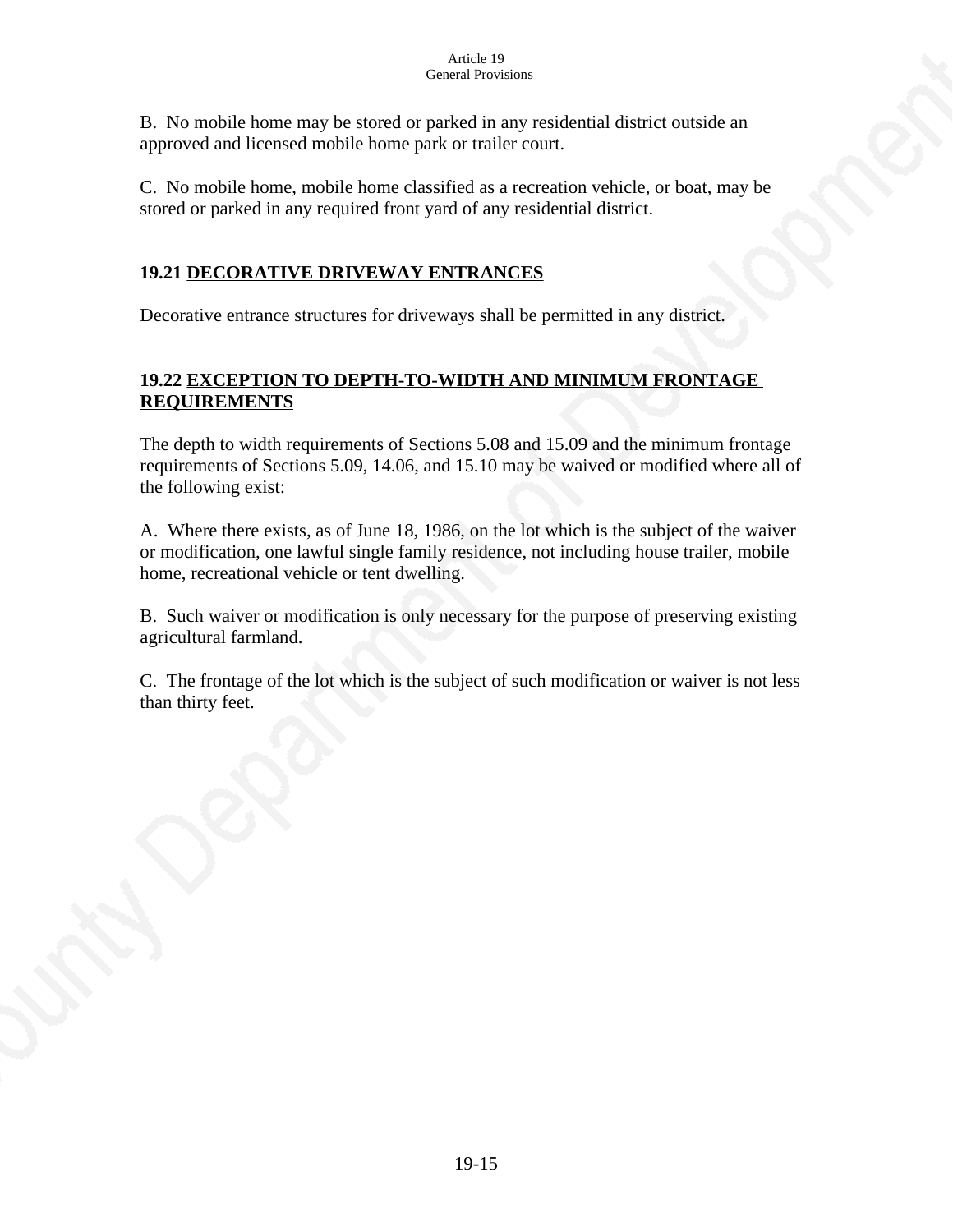B. No mobile home may be stored or parked in any residential district outside an approved and licensed mobile home park or trailer court.

C. No mobile home, mobile home classified as a recreation vehicle, or boat, may be stored or parked in any required front yard of any residential district.

### 19.21 DECORATIVE DRIVEWAY ENTRANCES

Decorative entrance structures for driveways shall be permitted in any district.

### 19.22 EXCEPTION TO DEPTH-TO-WIDTH AND MINIMUM FRONTAGE REQUIREMENTS

The depth to width requirements of Sections 5.08 and 15.09 and the minimum frontage requirements of Sections 5.09, 14.06, and 15.10 may be waived or modified where all of the following exist:

A. Where there exists, as of June 18, 1986, on the lot which is the subject of the waiver or modification, one lawful single family residence, not including house trailer, mobile home, recreational vehicle or tent dwelling.

B. Such waiver or modification is only necessary for the purpose of preserving existing agricultural farmland.

C. The frontage of the lot which is the subject of such modification or waiver is not less than thirty feet.